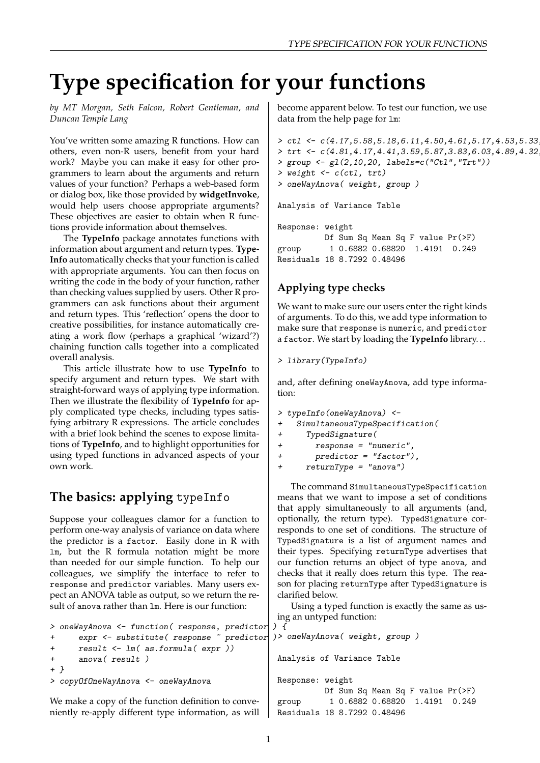# Type specification for your functions

*by MT Morgan, Seth Falcon, Robert Gentleman, and Duncan Temple Lang*

You've written some amazing R functions. How can others, even non-R users, benefit from your hard work? Maybe you can make it easy for other programmers to learn about the arguments and return values of your function? Perhaps a web-based form or dialog box, like those provided by **widgetInvoke**, would help users choose appropriate arguments? These objectives are easier to obtain when R functions provide information about themselves.

The **TypeInfo** package annotates functions with information about argument and return types. **TypeInfo** automatically checks that your function is called with appropriate arguments. You can then focus on writing the code in the body of your function, rather than checking values supplied by users. Other R programmers can ask functions about their argument and return types. This 'reflection' opens the door to creative possibilities, for instance automatically creating a work flow (perhaps a graphical 'wizard'?) chaining function calls together into a complicated overall analysis.

This article illustrate how to use **TypeInfo** to specify argument and return types. We start with straight-forward ways of applying type information. Then we illustrate the flexibility of **TypeInfo** for apply complicated type checks, including types satisfying arbitrary R expressions. The article concludes with a brief look behind the scenes to expose limitations of **TypeInfo**, and to highlight opportunities for using typed functions in advanced aspects of your own work.

## The basics: applying `typeInfo`

Suppose your colleagues clamor for a function to perform one-way analysis of variance on data where the predictor is a `factor`. Easily done in R with `lm`, but the R formula notation might be more than needed for our simple function. To help our colleagues, we simplify the interface to refer to `response` and `predictor` variables. Many users expect an ANOVA table as output, so we return the result of `anova` rather than `lm`. Here is our function:

```
> oneWayAnova <- function( response, predictor ) {
+     expr <- substitute( response ~ predictor )
+     result <- lm( as.formula( expr ))
+     anova( result )
+ }
> copyOfOneWayAnova <- oneWayAnova
```

We make a copy of the function definition to conveniently re-apply different type information, as will become apparent below. To test our function, we use data from the help page for `lm`:

```
> ctl <- c(4.17,5.58,5.18,6.11,4.50,4.61,5.17,4.53,5.33,
> trt <- c(4.81,4.17,4.41,3.59,5.87,3.83,6.03,4.89,4.32,
> group <- gl(2,10,20, labels=c("Ctl","Trt"))
> weight <- c(ctl, trt)
> oneWayAnova( weight, group )

Analysis of Variance Table

Response: weight
          Df Sum Sq Mean Sq F value Pr(>F)
group      1 0.6882 0.68820  1.4191  0.249
Residuals 18 8.7292 0.48496
```

### Applying type checks

We want to make sure our users enter the right kinds of arguments. To do this, we add type information to make sure that `response` is `numeric`, and `predictor` a `factor`. We start by loading the **TypeInfo** library...

```
> library(TypeInfo)
```

and, after defining `oneWayAnova`, add type information:

```
> typeInfo(oneWayAnova) <-
+   SimultaneousTypeSpecification(
+     TypedSignature(
+       response = "numeric",
+       predictor = "factor"),
+     returnType = "anova")
```

The command `SimultaneousTypeSpecification` means that we want to impose a set of conditions that apply simultaneously to all arguments (and, optionally, the return type). `TypedSignature` corresponds to one set of conditions. The structure of `TypedSignature` is a list of argument names and their types. Specifying `returnType` advertises that our function returns an object of type `anova`, and checks that it really does return this type. The reason for placing `returnType` after `TypedSignature` is clarified below.

Using a typed function is exactly the same as using an untyped function:

```
> oneWayAnova( weight, group )

Analysis of Variance Table

Response: weight
          Df Sum Sq Mean Sq F value Pr(>F)
group      1 0.6882 0.68820  1.4191  0.249
Residuals 18 8.7292 0.48496
```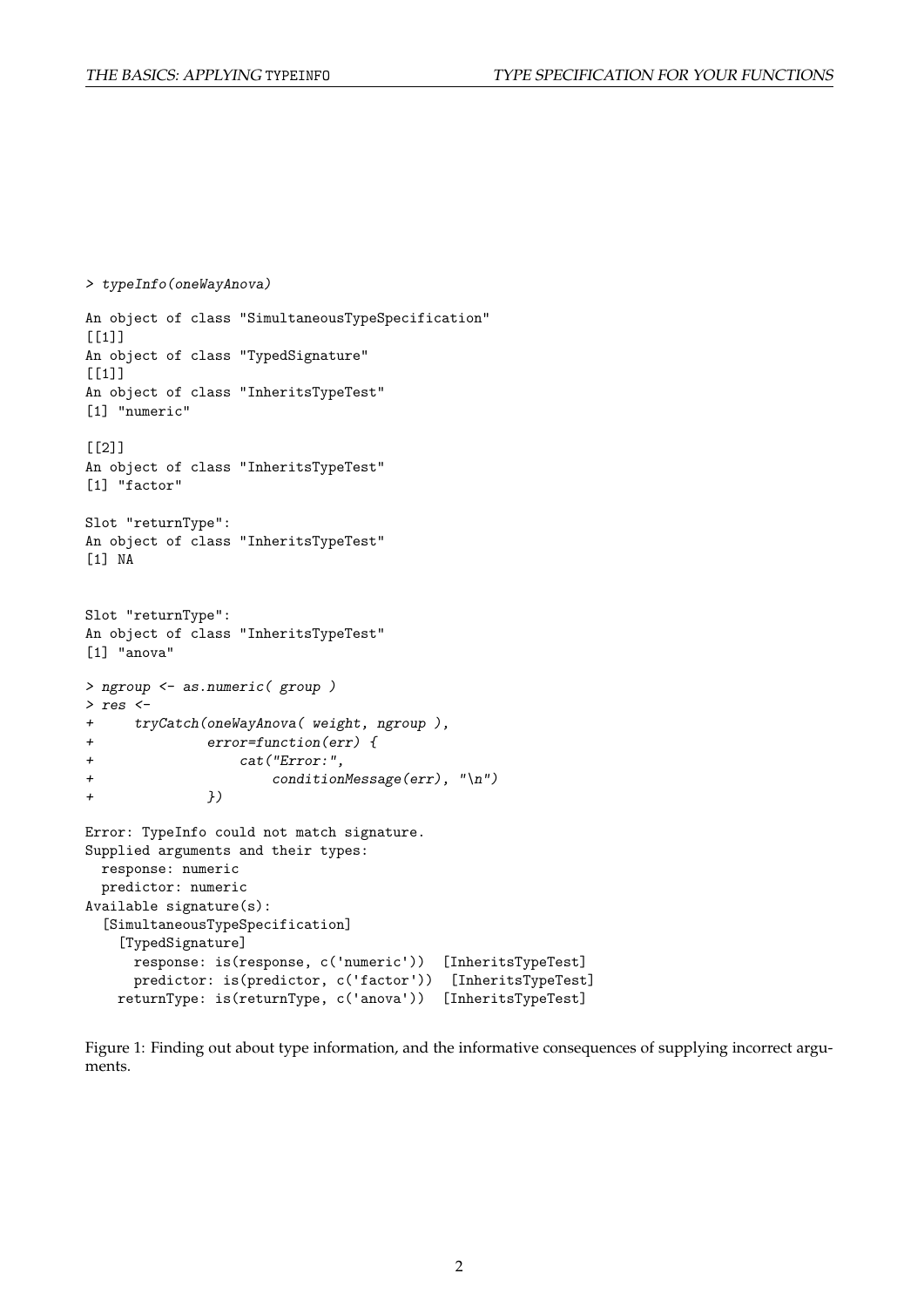```
> typeInfo(oneWayAnova)

An object of class "SimultaneousTypeSpecification"
[[1]]
An object of class "TypedSignature"
[[1]]
An object of class "InheritsTypeTest"
[1] "numeric"

[[2]]
An object of class "InheritsTypeTest"
[1] "factor"

Slot "returnType":
An object of class "InheritsTypeTest"
[1] NA


Slot "returnType":
An object of class "InheritsTypeTest"
[1] "anova"

> ngroup <- as.numeric( group )
> res <-
+     tryCatch(oneWayAnova( weight, ngroup ),
+             error=function(err) {
+                 cat("Error:",
+                     conditionMessage(err), "\n")
+             })

Error: TypeInfo could not match signature.
Supplied arguments and their types:
  response: numeric
  predictor: numeric
Available signature(s):
  [SimultaneousTypeSpecification]
    [TypedSignature]
      response: is(response, c('numeric'))  [InheritsTypeTest]
      predictor: is(predictor, c('factor'))  [InheritsTypeTest]
    returnType: is(returnType, c('anova'))  [InheritsTypeTest]
```

Figure 1: Finding out about type information, and the informative consequences of supplying incorrect arguments.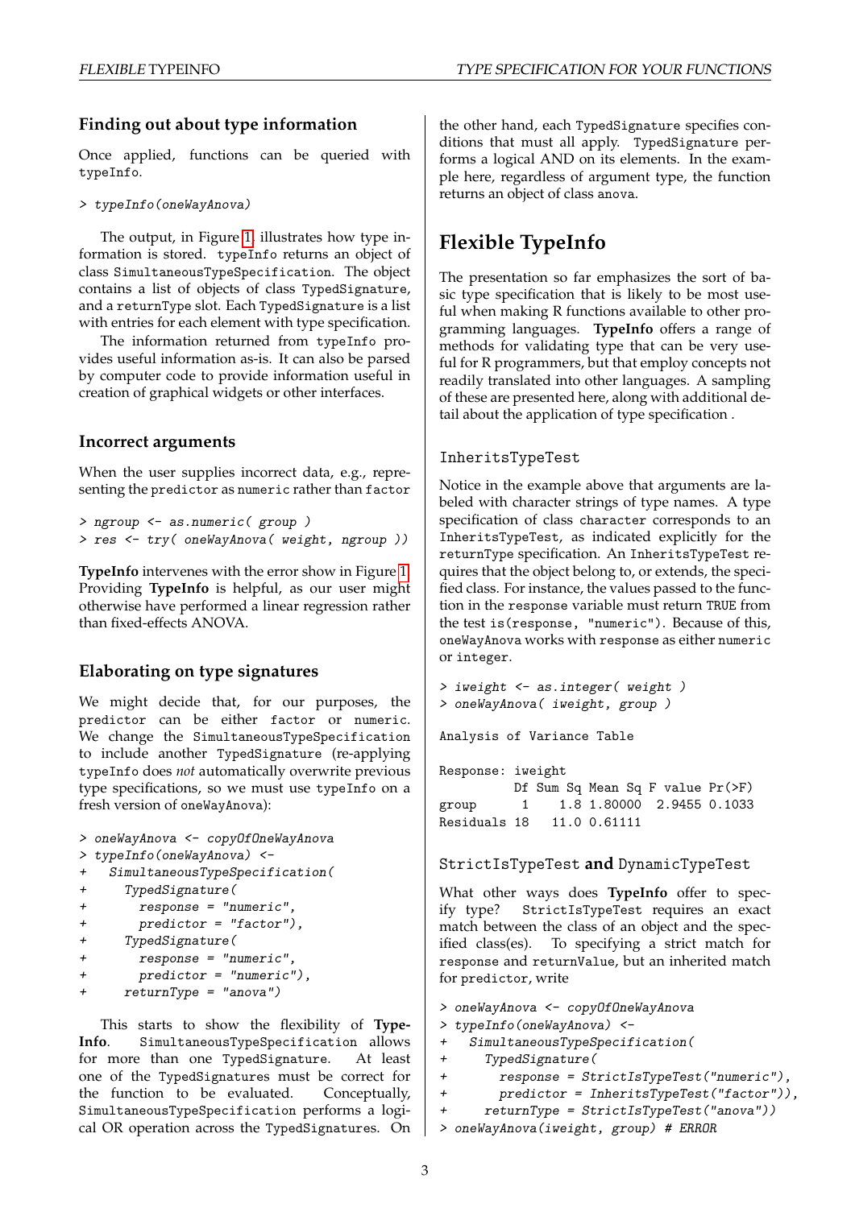### Finding out about type information

Once applied, functions can be queried with `typeInfo`.

```
> typeInfo(oneWayAnova)
```

The output, in Figure 1, illustrates how type information is stored. `typeInfo` returns an object of class `SimultaneousTypeSpecification`. The object contains a list of objects of class `TypedSignature`, and a `returnType` slot. Each `TypedSignature` is a list with entries for each element with type specification.

The information returned from `typeInfo` provides useful information as-is. It can also be parsed by computer code to provide information useful in creation of graphical widgets or other interfaces.

### Incorrect arguments

When the user supplies incorrect data, e.g., representing the `predictor` as `numeric` rather than `factor`

```
> ngroup <- as.numeric( group )
> res <- try( oneWayAnova( weight, ngroup ))
```

**TypeInfo** intervenes with the error show in Figure 1. Providing **TypeInfo** is helpful, as our user might otherwise have performed a linear regression rather than fixed-effects ANOVA.

### Elaborating on type signatures

We might decide that, for our purposes, the `predictor` can be either `factor` or `numeric`. We change the `SimultaneousTypeSpecification` to include another `TypedSignature` (re-applying `typeInfo` does *not* automatically overwrite previous type specifications, so we must use `typeInfo` on a fresh version of `oneWayAnova`):

```
> oneWayAnova <- copyOfOneWayAnova
> typeInfo(oneWayAnova) <-
+   SimultaneousTypeSpecification(
+     TypedSignature(
+       response = "numeric",
+       predictor = "factor"),
+     TypedSignature(
+       response = "numeric",
+       predictor = "numeric"),
+     returnType = "anova")
```

This starts to show the flexibility of **TypeInfo**. `SimultaneousTypeSpecification` allows for more than one `TypedSignature`. At least one of the `TypedSignatures` must be correct for the function to be evaluated. Conceptually, `SimultaneousTypeSpecification` performs a logical OR operation across the `TypedSignatures`. On the other hand, each `TypedSignature` specifies conditions that must all apply. `TypedSignature` performs a logical AND on its elements. In the example here, regardless of argument type, the function returns an object of class `anova`.

## Flexible TypeInfo

The presentation so far emphasizes the sort of basic type specification that is likely to be most useful when making R functions available to other programming languages. **TypeInfo** offers a range of methods for validating type that can be very useful for R programmers, but that employ concepts not readily translated into other languages. A sampling of these are presented here, along with additional detail about the application of type specification .

### `InheritsTypeTest`

Notice in the example above that arguments are labeled with character strings of type names. A type specification of class `character` corresponds to an `InheritsTypeTest`, as indicated explicitly for the `returnType` specification. An `InheritsTypeTest` requires that the object belong to, or extends, the specified class. For instance, the values passed to the function in the `response` variable must return `TRUE` from the test `is(response, "numeric")`. Because of this, `oneWayAnova` works with `response` as either `numeric` or `integer`.

```
> iweight <- as.integer( weight )
> oneWayAnova( iweight, group )

Analysis of Variance Table

Response: iweight
          Df Sum Sq Mean Sq F value Pr(>F)
group      1    1.8 1.80000  2.9455 0.1033
Residuals 18   11.0 0.61111
```

### `StrictIsTypeTest` and `DynamicTypeTest`

What other ways does **TypeInfo** offer to specify type? `StrictIsTypeTest` requires an exact match between the class of an object and the specified class(es). To specifying a strict match for `response` and `returnValue`, but an inherited match for `predictor`, write

```
> oneWayAnova <- copyOfOneWayAnova
> typeInfo(oneWayAnova) <-
+   SimultaneousTypeSpecification(
+     TypedSignature(
+       response = StrictIsTypeTest("numeric"),
+       predictor = InheritsTypeTest("factor")),
+     returnType = StrictIsTypeTest("anova"))
> oneWayAnova(iweight, group) # ERROR
```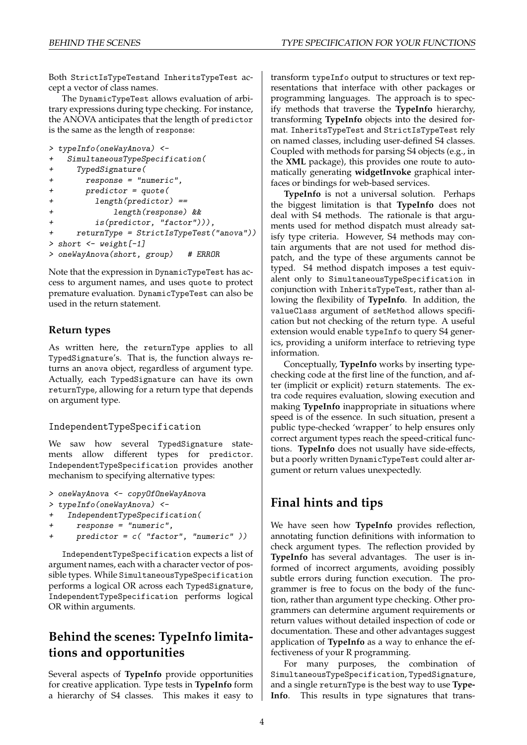Both StrictIsTypeTestand InheritsTypeTest accept a vector of class names.

The DynamicTypeTest allows evaluation of arbitrary expressions during type checking. For instance, the ANOVA anticipates that the length of predictor is the same as the length of response:

```
> typeInfo(oneWayAnova) <-
+   SimultaneousTypeSpecification(
+     TypedSignature(
+       response = "numeric",
+       predictor = quote(
+         length(predictor) ==
+             length(response) &&
+         is(predictor, "factor"))),
+     returnType = StrictIsTypeTest("anova"))
> short <- weight[-1]
> oneWayAnova(short, group)   # ERROR
```

Note that the expression in DynamicTypeTest has access to argument names, and uses quote to protect premature evaluation. DynamicTypeTest can also be used in the return statement.

### Return types

As written here, the returnType applies to all TypedSignature's. That is, the function always returns an anova object, regardless of argument type. Actually, each TypedSignature can have its own returnType, allowing for a return type that depends on argument type.

### IndependentTypeSpecification

We saw how several TypedSignature statements allow different types for predictor. IndependentTypeSpecification provides another mechanism to specifying alternative types:

```
> oneWayAnova <- copyOfOneWayAnova
> typeInfo(oneWayAnova) <-
+   IndependentTypeSpecification(
+     response = "numeric",
+     predictor = c( "factor", "numeric" ))
```

IndependentTypeSpecification expects a list of argument names, each with a character vector of possible types. While SimultaneousTypeSpecification performs a logical OR across each TypedSignature, IndependentTypeSpecification performs logical OR within arguments.

## Behind the scenes: TypeInfo limitations and opportunities

Several aspects of **TypeInfo** provide opportunities for creative application. Type tests in **TypeInfo** form a hierarchy of S4 classes. This makes it easy to transform typeInfo output to structures or text representations that interface with other packages or programming languages. The approach is to specify methods that traverse the **TypeInfo** hierarchy, transforming **TypeInfo** objects into the desired format. InheritsTypeTest and StrictIsTypeTest rely on named classes, including user-defined S4 classes. Coupled with methods for parsing S4 objects (e.g., in the **XML** package), this provides one route to automatically generating **widgetInvoke** graphical interfaces or bindings for web-based services.

**TypeInfo** is not a universal solution. Perhaps the biggest limitation is that **TypeInfo** does not deal with S4 methods. The rationale is that arguments used for method dispatch must already satisfy type criteria. However, S4 methods may contain arguments that are not used for method dispatch, and the type of these arguments cannot be typed. S4 method dispatch imposes a test equivalent only to SimultaneousTypeSpecification in conjunction with InheritsTypeTest, rather than allowing the flexibility of **TypeInfo**. In addition, the valueClass argument of setMethod allows specification but not checking of the return type. A useful extension would enable typeInfo to query S4 generics, providing a uniform interface to retrieving type information.

Conceptually, **TypeInfo** works by inserting type-checking code at the first line of the function, and after (implicit or explicit) return statements. The extra code requires evaluation, slowing execution and making **TypeInfo** inappropriate in situations where speed is of the essence. In such situation, present a public type-checked 'wrapper' to help ensures only correct argument types reach the speed-critical functions. **TypeInfo** does not usually have side-effects, but a poorly written DynamicTypeTest could alter argument or return values unexpectedly.

## Final hints and tips

We have seen how **TypeInfo** provides reflection, annotating function definitions with information to check argument types. The reflection provided by **TypeInfo** has several advantages. The user is informed of incorrect arguments, avoiding possibly subtle errors during function execution. The programmer is free to focus on the body of the function, rather than argument type checking. Other programmers can determine argument requirements or return values without detailed inspection of code or documentation. These and other advantages suggest application of **TypeInfo** as a way to enhance the effectiveness of your R programming.

For many purposes, the combination of SimultaneousTypeSpecification, TypedSignature, and a single returnType is the best way to use **TypeInfo**. This results in type signatures that trans-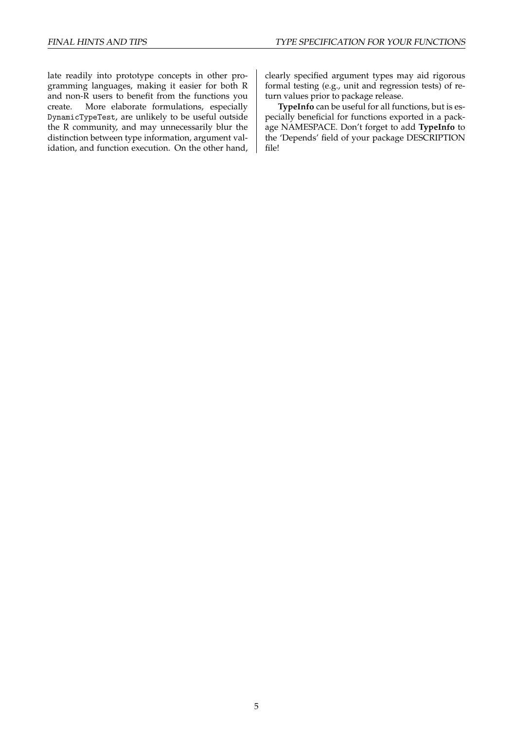late readily into prototype concepts in other programming languages, making it easier for both R and non-R users to benefit from the functions you create. More elaborate formulations, especially `DynamicTypeTest`, are unlikely to be useful outside the R community, and may unnecessarily blur the distinction between type information, argument validation, and function execution. On the other hand, clearly specified argument types may aid rigorous formal testing (e.g., unit and regression tests) of return values prior to package release.

**TypeInfo** can be useful for all functions, but is especially beneficial for functions exported in a package NAMESPACE. Don't forget to add **TypeInfo** to the 'Depends' field of your package DESCRIPTION file!